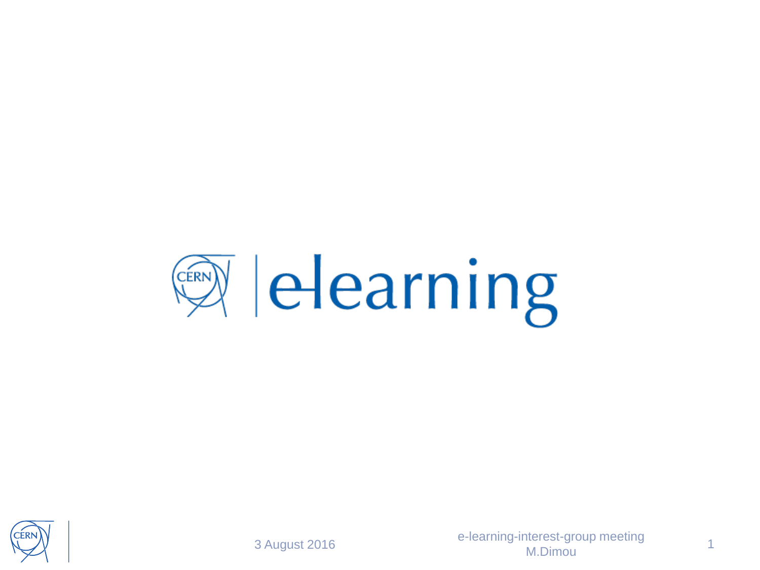# CERN | e-learning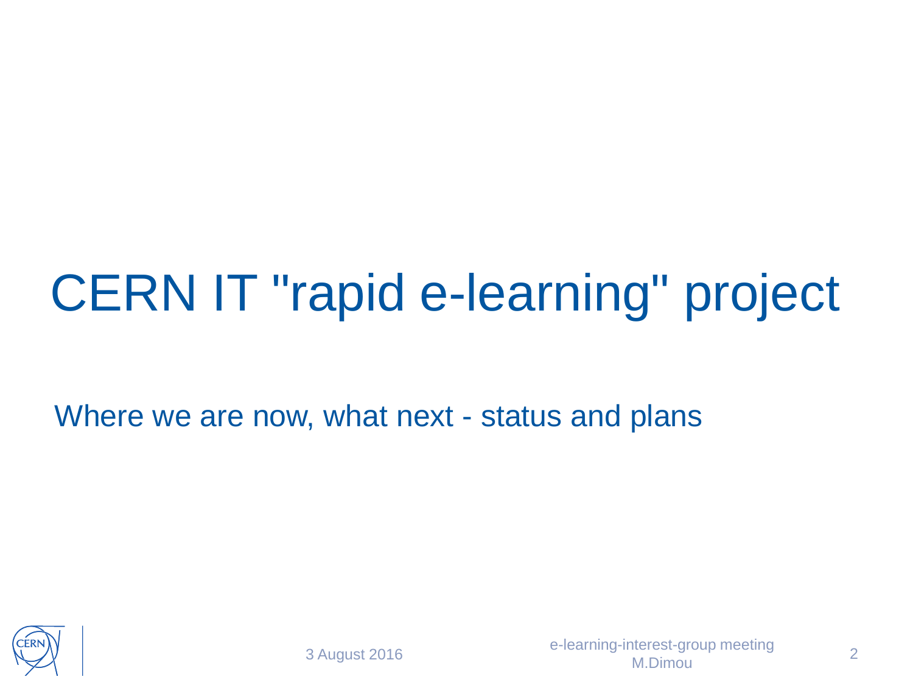# CERN IT "rapid e-learning" project

Where we are now, what next - status and plans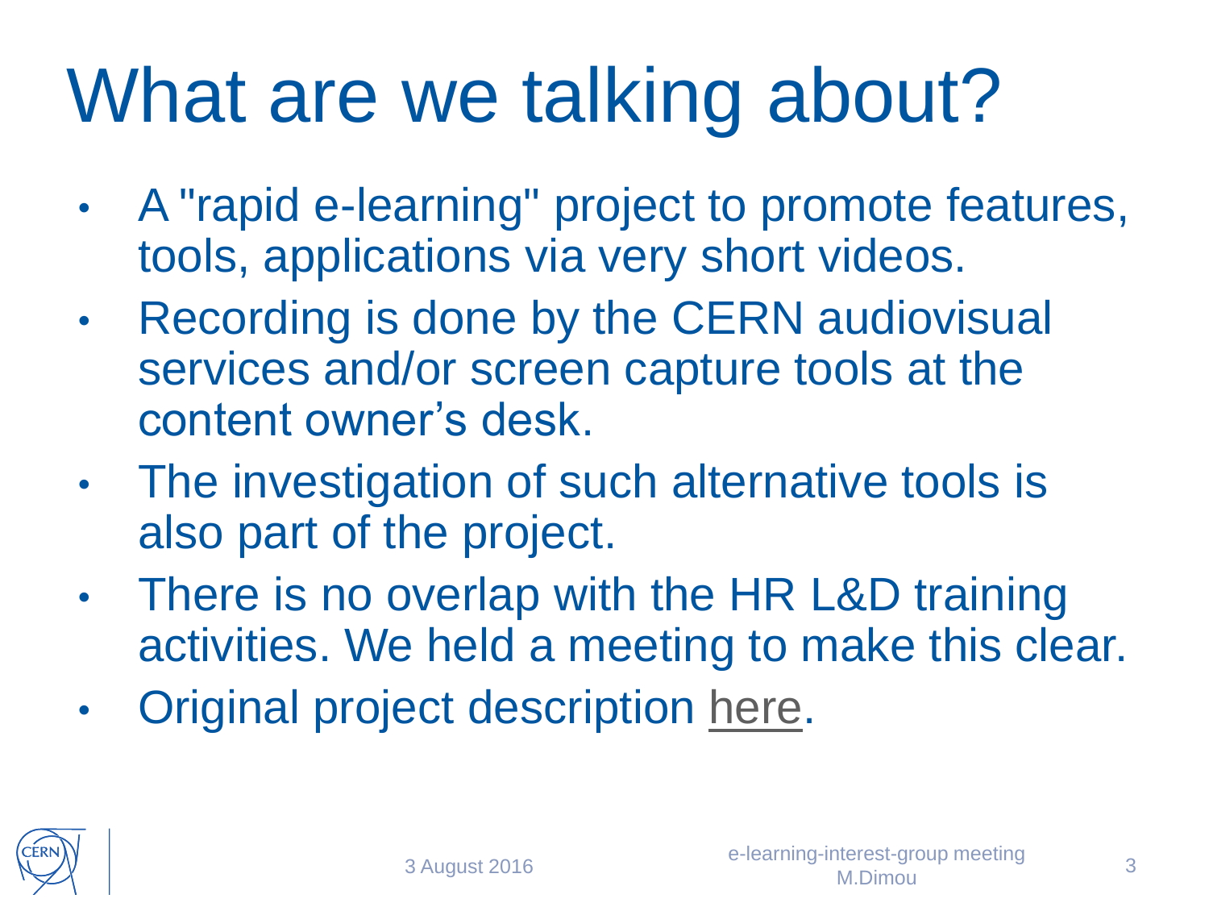# What are we talking about?

- A "rapid e-learning" project to promote features, tools, applications via very short videos.
- Recording is done by the CERN audiovisual services and/or screen capture tools at the content owner's desk.
- The investigation of such alternative tools is also part of the project.
- There is no overlap with the HR L&D training activities. We held a meeting to make this clear.
- Original project description here.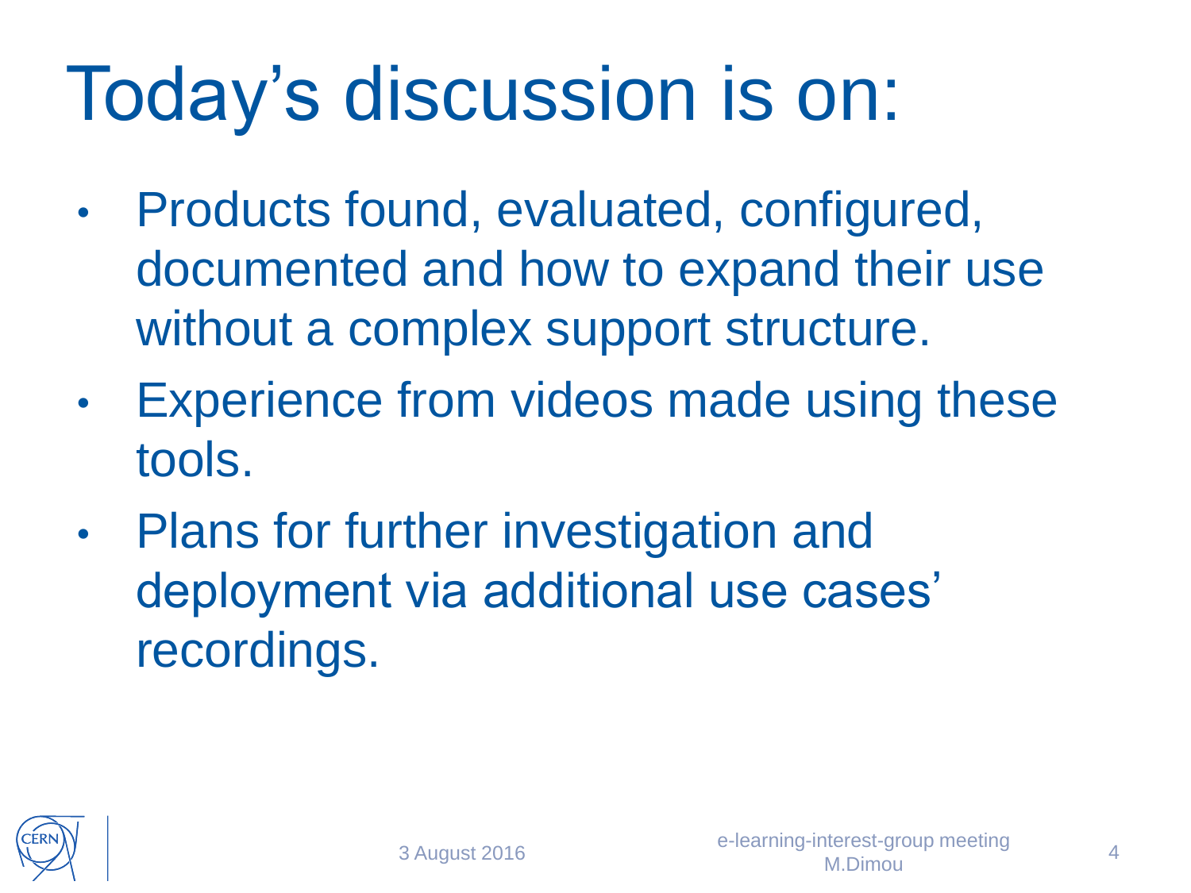# Today's discussion is on:

- Products found, evaluated, configured, documented and how to expand their use without a complex support structure.
- Experience from videos made using these tools.
- Plans for further investigation and deployment via additional use cases' recordings.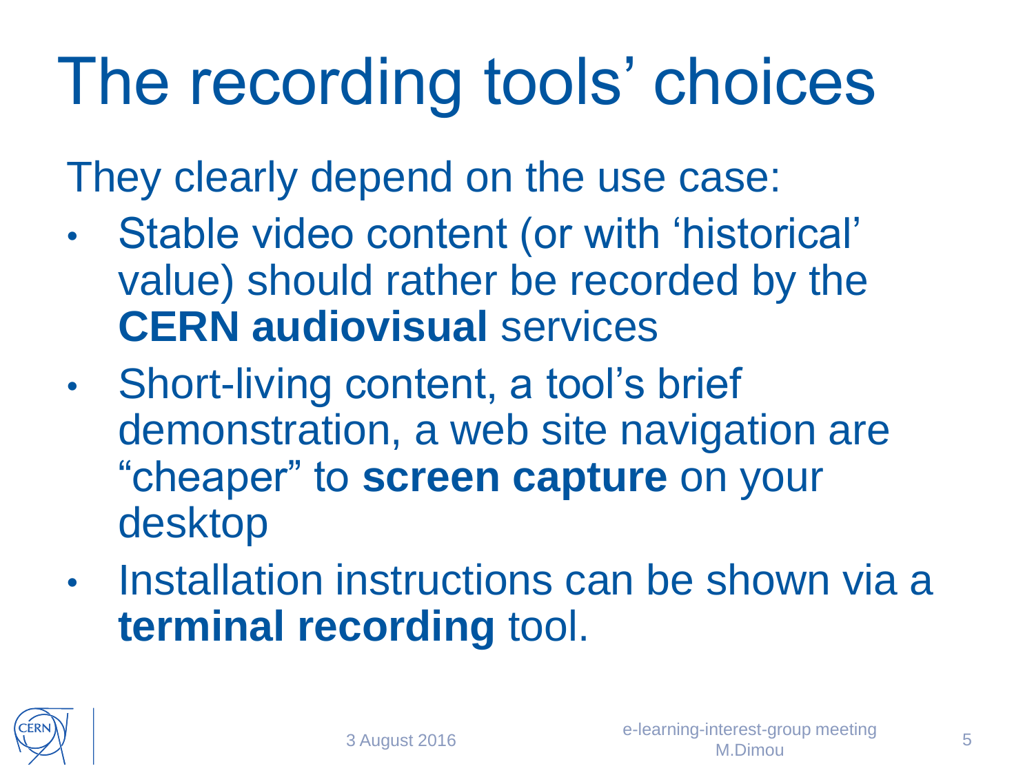# The recording tools' choices

They clearly depend on the use case:

- Stable video content (or with 'historical' value) should rather be recorded by the **CERN audiovisual** services
- Short-living content, a tool's brief demonstration, a web site navigation are "cheaper" to **screen capture** on your desktop
- Installation instructions can be shown via a **terminal recording** tool.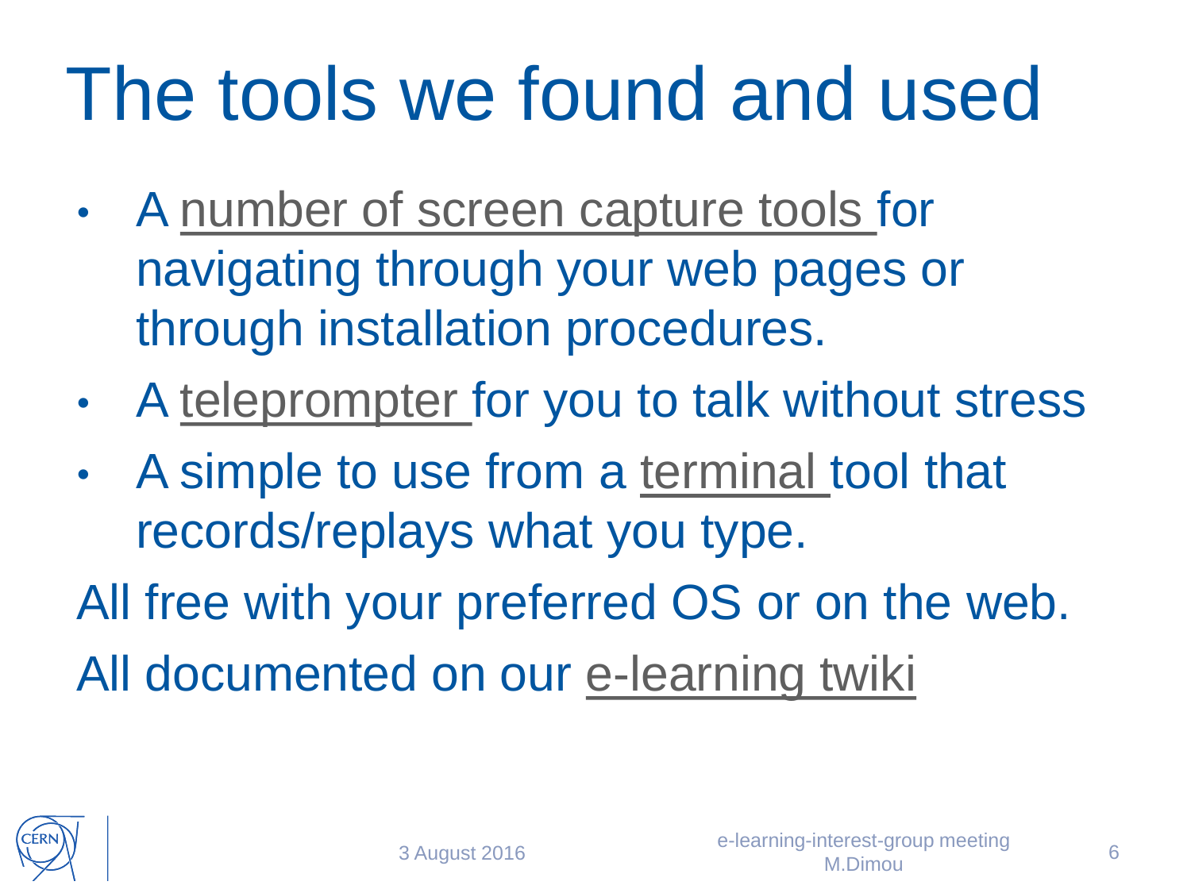# The tools we found and used

- A number of screen capture tools for navigating through your web pages or through installation procedures.
- A teleprompter for you to talk without stress
- A simple to use from a terminal tool that records/replays what you type.

All free with your preferred OS or on the web.

All documented on our e-learning twiki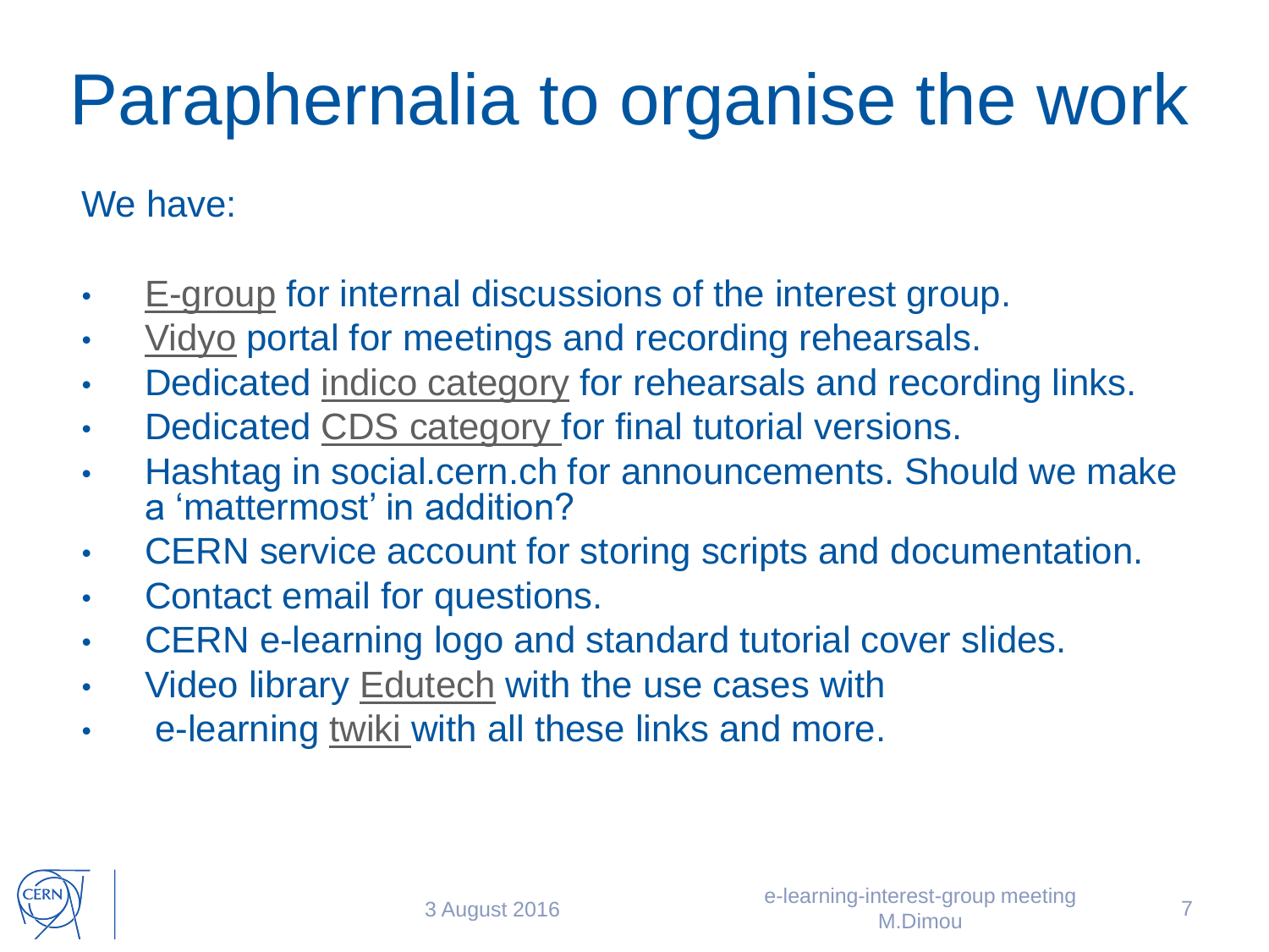# Paraphernalia to organise the work

We have:

- E-group for internal discussions of the interest group.
- Vidyo portal for meetings and recording rehearsals.
- Dedicated indico category for rehearsals and recording links.
- Dedicated CDS category for final tutorial versions.
- Hashtag in social.cern.ch for announcements. Should we make a 'mattermost' in addition?
- CERN service account for storing scripts and documentation.
- Contact email for questions.
- CERN e-learning logo and standard tutorial cover slides.
- Video library Edutech with the use cases with
- e-learning twiki with all these links and more.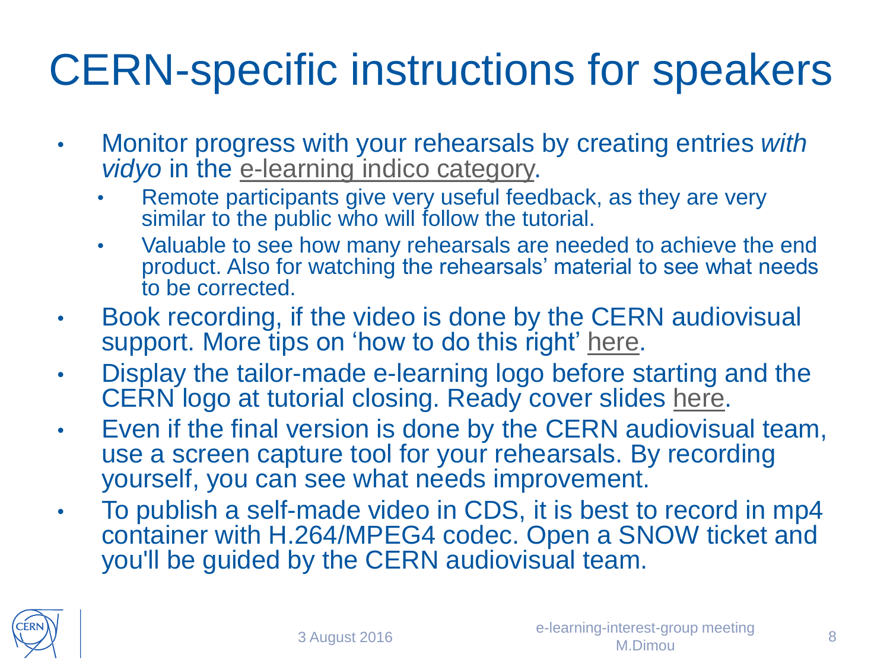# CERN-specific instructions for speakers

- Monitor progress with your rehearsals by creating entries *with vidyo* in the e-learning indico category.
  - Remote participants give very useful feedback, as they are very similar to the public who will follow the tutorial.
  - Valuable to see how many rehearsals are needed to achieve the end product. Also for watching the rehearsals' material to see what needs to be corrected.
- Book recording, if the video is done by the CERN audiovisual support. More tips on 'how to do this right' here.
- Display the tailor-made e-learning logo before starting and the CERN logo at tutorial closing. Ready cover slides here.
- Even if the final version is done by the CERN audiovisual team, use a screen capture tool for your rehearsals. By recording yourself, you can see what needs improvement.
- To publish a self-made video in CDS, it is best to record in mp4 container with H.264/MPEG4 codec. Open a SNOW ticket and you'll be guided by the CERN audiovisual team.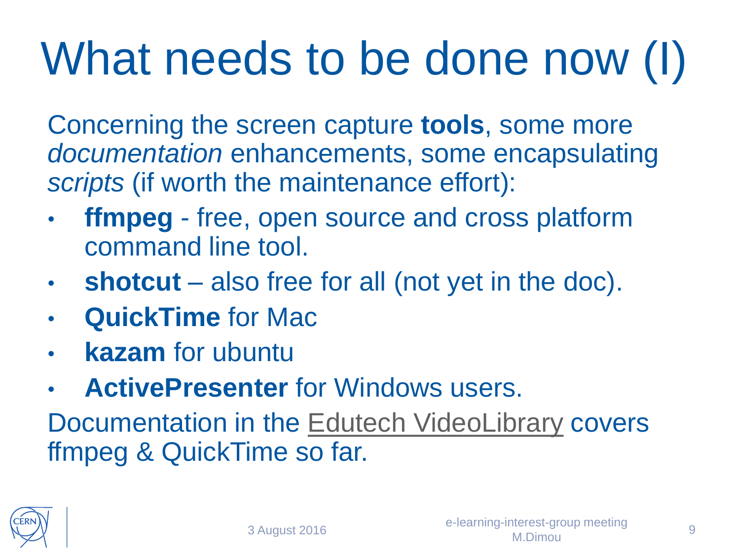# What needs to be done now (I)

Concerning the screen capture **tools**, some more *documentation* enhancements, some encapsulating *scripts* (if worth the maintenance effort):

- **ffmpeg** - free, open source and cross platform command line tool.
- **shotcut** – also free for all (not yet in the doc).
- **QuickTime** for Mac
- **kazam** for ubuntu
- **ActivePresenter** for Windows users.

Documentation in the Edutech VideoLibrary covers ffmpeg & QuickTime so far.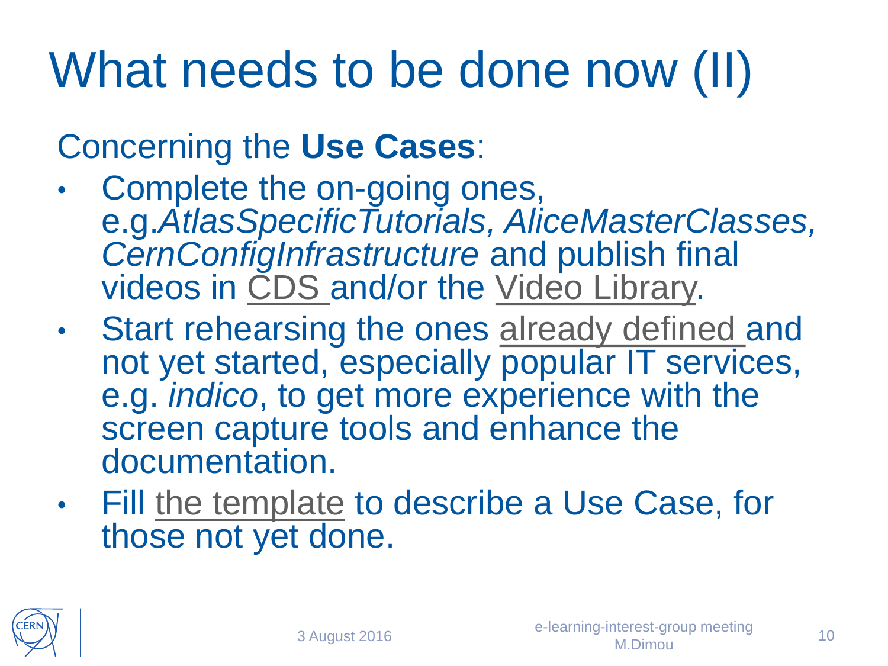# What needs to be done now (II)

Concerning the **Use Cases**:

- Complete the on-going ones, e.g.*AtlasSpecificTutorials, AliceMasterClasses, CernConfigInfrastructure* and publish final videos in CDS and/or the Video Library.
- Start rehearsing the ones already defined and not yet started, especially popular IT services, e.g. *indico*, to get more experience with the screen capture tools and enhance the documentation.
- Fill the template to describe a Use Case, for those not yet done.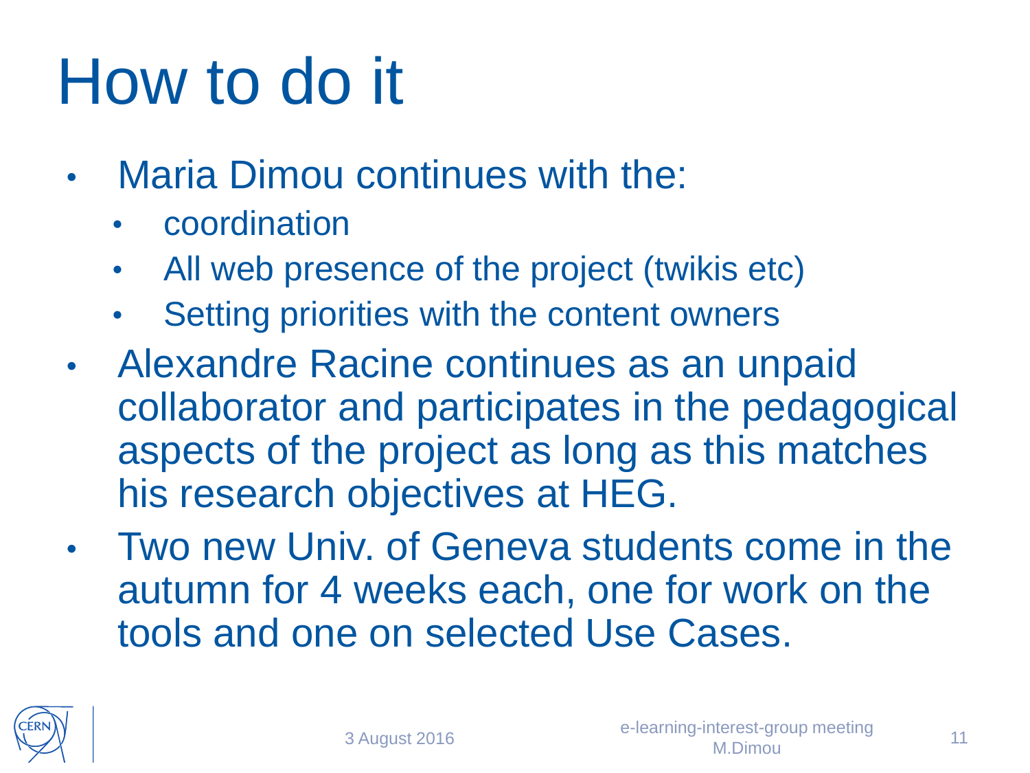# How to do it

- Maria Dimou continues with the:
  - coordination
  - All web presence of the project (twikis etc)
  - Setting priorities with the content owners
- Alexandre Racine continues as an unpaid collaborator and participates in the pedagogical aspects of the project as long as this matches his research objectives at HEG.
- Two new Univ. of Geneva students come in the autumn for 4 weeks each, one for work on the tools and one on selected Use Cases.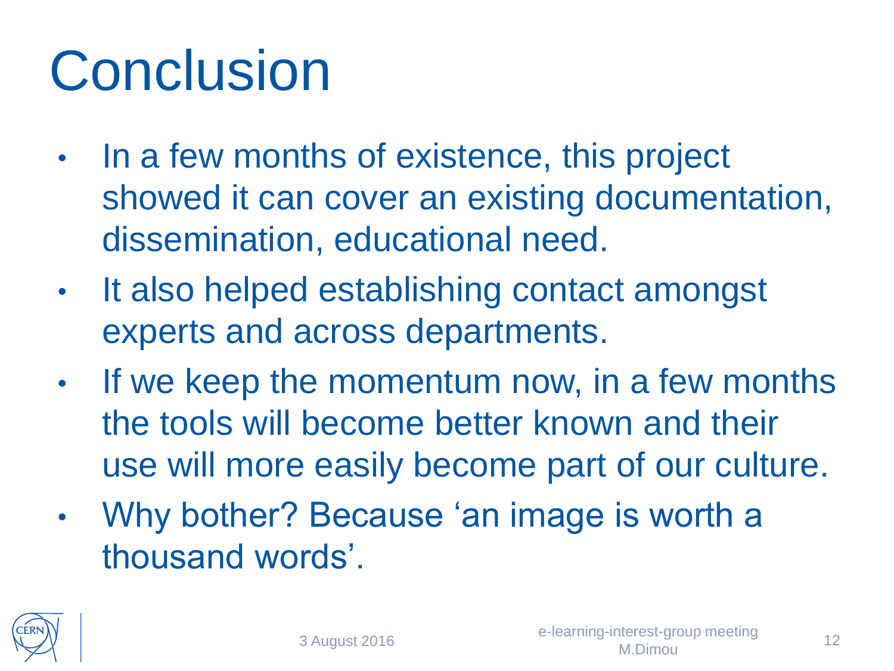# Conclusion

- In a few months of existence, this project showed it can cover an existing documentation, dissemination, educational need.
- It also helped establishing contact amongst experts and across departments.
- If we keep the momentum now, in a few months the tools will become better known and their use will more easily become part of our culture.
- Why bother? Because ‘an image is worth a thousand words’.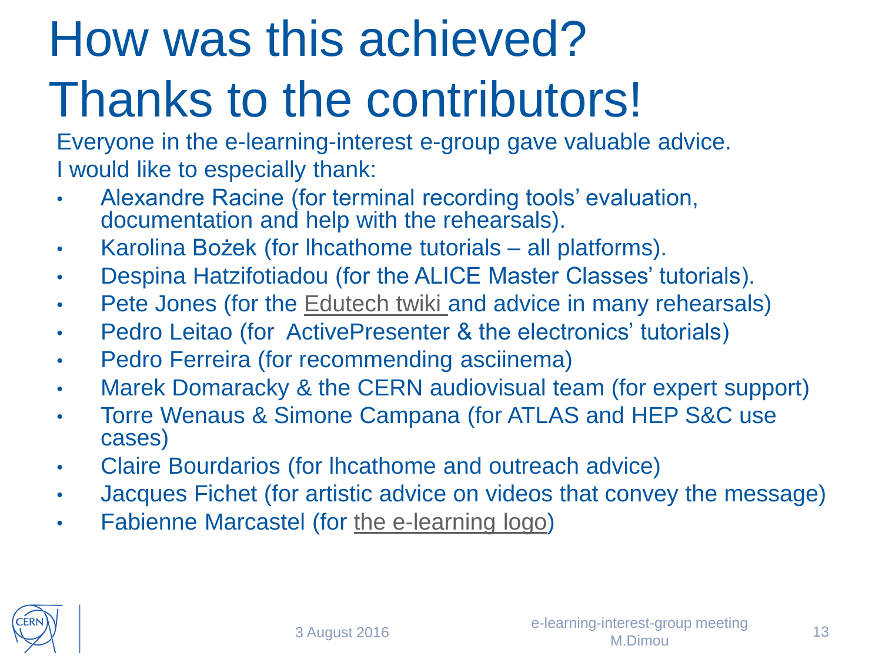# How was this achieved? Thanks to the contributors!

Everyone in the e-learning-interest e-group gave valuable advice.
I would like to especially thank:

- Alexandre Racine (for terminal recording tools' evaluation, documentation and help with the rehearsals).
- Karolina Bożek (for lhcathome tutorials – all platforms).
- Despina Hatzifotiadou (for the ALICE Master Classes' tutorials).
- Pete Jones (for the Edutech twiki and advice in many rehearsals)
- Pedro Leitao (for ActivePresenter & the electronics' tutorials)
- Pedro Ferreira (for recommending asciinema)
- Marek Domaracky & the CERN audiovisual team (for expert support)
- Torre Wenaus & Simone Campana (for ATLAS and HEP S&C use cases)
- Claire Bourdarios (for lhcathome and outreach advice)
- Jacques Fichet (for artistic advice on videos that convey the message)
- Fabienne Marcastel (for the e-learning logo)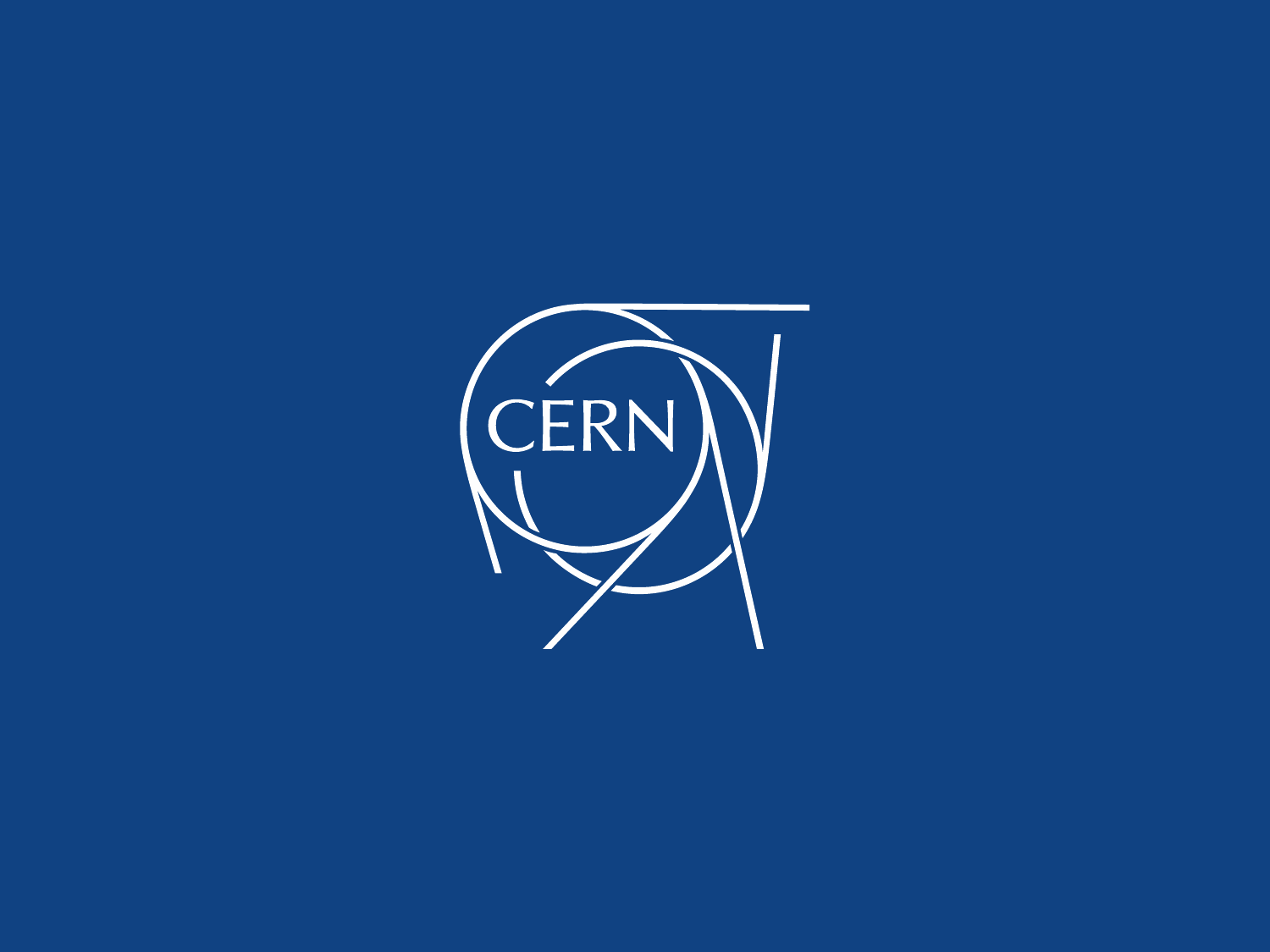CERN